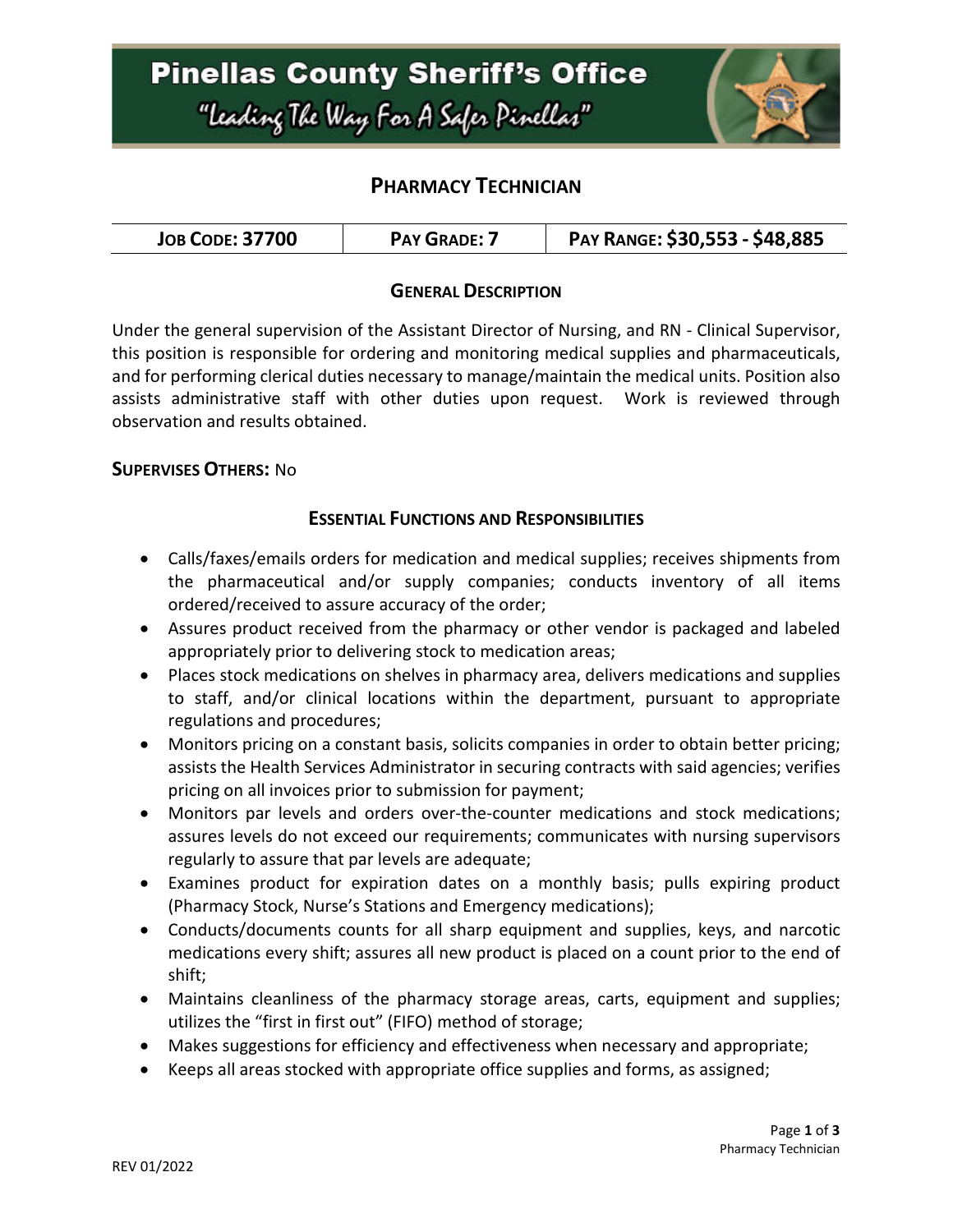# Pinellas County Sheriff's Office

"Leading The Way For A Safer Pinellas"

## PHARMACY TECHNICIAN

| JOB CODE: 37700 | PAY GRADE: 7 | PAY RANGE: $30,553 - $48,885 |
| --- | --- | --- |

### GENERAL DESCRIPTION

Under the general supervision of the Assistant Director of Nursing, and RN - Clinical Supervisor, this position is responsible for ordering and monitoring medical supplies and pharmaceuticals, and for performing clerical duties necessary to manage/maintain the medical units. Position also assists administrative staff with other duties upon request. Work is reviewed through observation and results obtained.

**SUPERVISES OTHERS:** No

### ESSENTIAL FUNCTIONS AND RESPONSIBILITIES

- Calls/faxes/emails orders for medication and medical supplies; receives shipments from the pharmaceutical and/or supply companies; conducts inventory of all items ordered/received to assure accuracy of the order;
- Assures product received from the pharmacy or other vendor is packaged and labeled appropriately prior to delivering stock to medication areas;
- Places stock medications on shelves in pharmacy area, delivers medications and supplies to staff, and/or clinical locations within the department, pursuant to appropriate regulations and procedures;
- Monitors pricing on a constant basis, solicits companies in order to obtain better pricing; assists the Health Services Administrator in securing contracts with said agencies; verifies pricing on all invoices prior to submission for payment;
- Monitors par levels and orders over-the-counter medications and stock medications; assures levels do not exceed our requirements; communicates with nursing supervisors regularly to assure that par levels are adequate;
- Examines product for expiration dates on a monthly basis; pulls expiring product (Pharmacy Stock, Nurse's Stations and Emergency medications);
- Conducts/documents counts for all sharp equipment and supplies, keys, and narcotic medications every shift; assures all new product is placed on a count prior to the end of shift;
- Maintains cleanliness of the pharmacy storage areas, carts, equipment and supplies; utilizes the "first in first out" (FIFO) method of storage;
- Makes suggestions for efficiency and effectiveness when necessary and appropriate;
- Keeps all areas stocked with appropriate office supplies and forms, as assigned;

REV 01/2022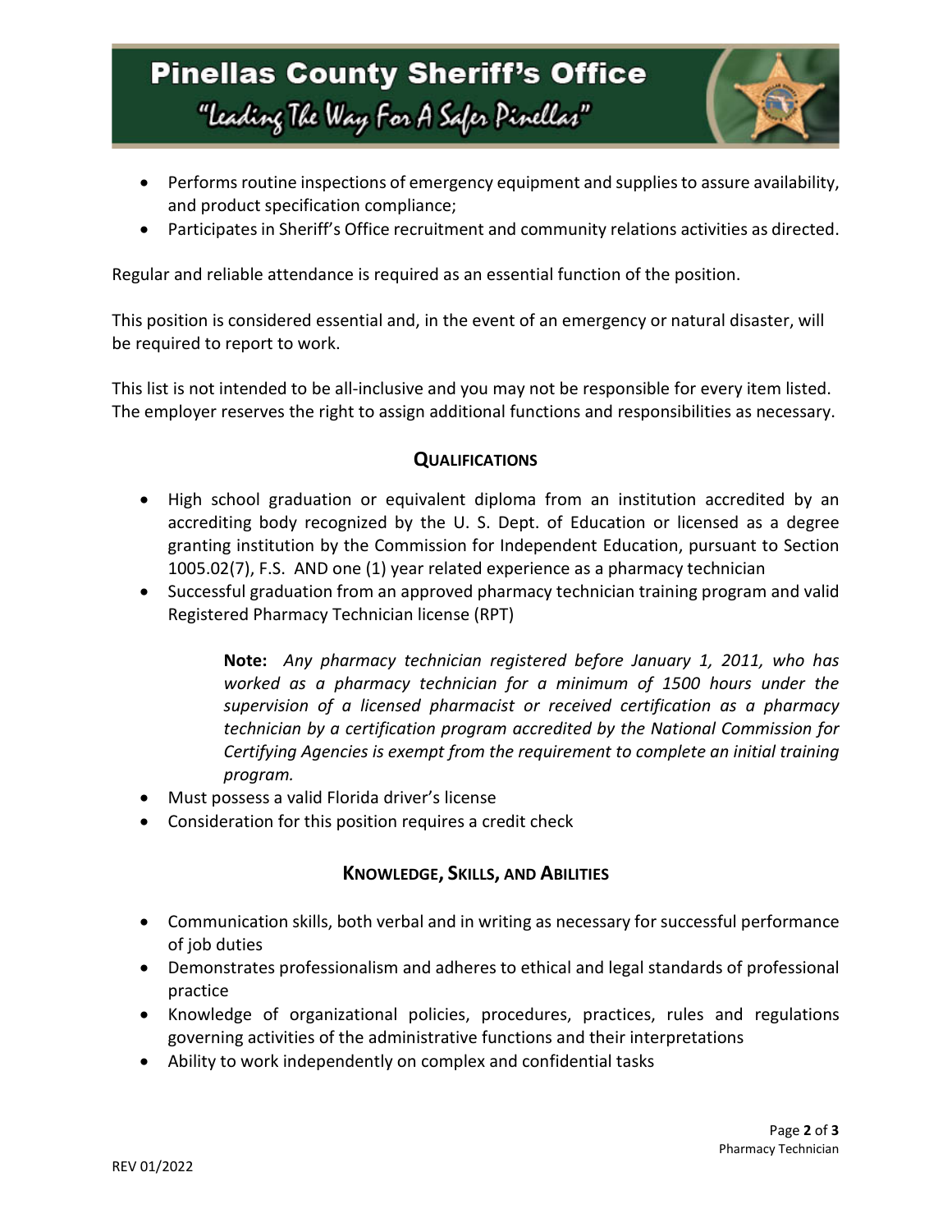- Performs routine inspections of emergency equipment and supplies to assure availability, and product specification compliance;
- Participates in Sheriff's Office recruitment and community relations activities as directed.

Regular and reliable attendance is required as an essential function of the position.

This position is considered essential and, in the event of an emergency or natural disaster, will be required to report to work.

This list is not intended to be all-inclusive and you may not be responsible for every item listed. The employer reserves the right to assign additional functions and responsibilities as necessary.

## QUALIFICATIONS

- High school graduation or equivalent diploma from an institution accredited by an accrediting body recognized by the U. S. Dept. of Education or licensed as a degree granting institution by the Commission for Independent Education, pursuant to Section 1005.02(7), F.S. AND one (1) year related experience as a pharmacy technician
- Successful graduation from an approved pharmacy technician training program and valid Registered Pharmacy Technician license (RPT)

  > **Note:** *Any pharmacy technician registered before January 1, 2011, who has worked as a pharmacy technician for a minimum of 1500 hours under the supervision of a licensed pharmacist or received certification as a pharmacy technician by a certification program accredited by the National Commission for Certifying Agencies is exempt from the requirement to complete an initial training program.*

- Must possess a valid Florida driver's license
- Consideration for this position requires a credit check

## KNOWLEDGE, SKILLS, AND ABILITIES

- Communication skills, both verbal and in writing as necessary for successful performance of job duties
- Demonstrates professionalism and adheres to ethical and legal standards of professional practice
- Knowledge of organizational policies, procedures, practices, rules and regulations governing activities of the administrative functions and their interpretations
- Ability to work independently on complex and confidential tasks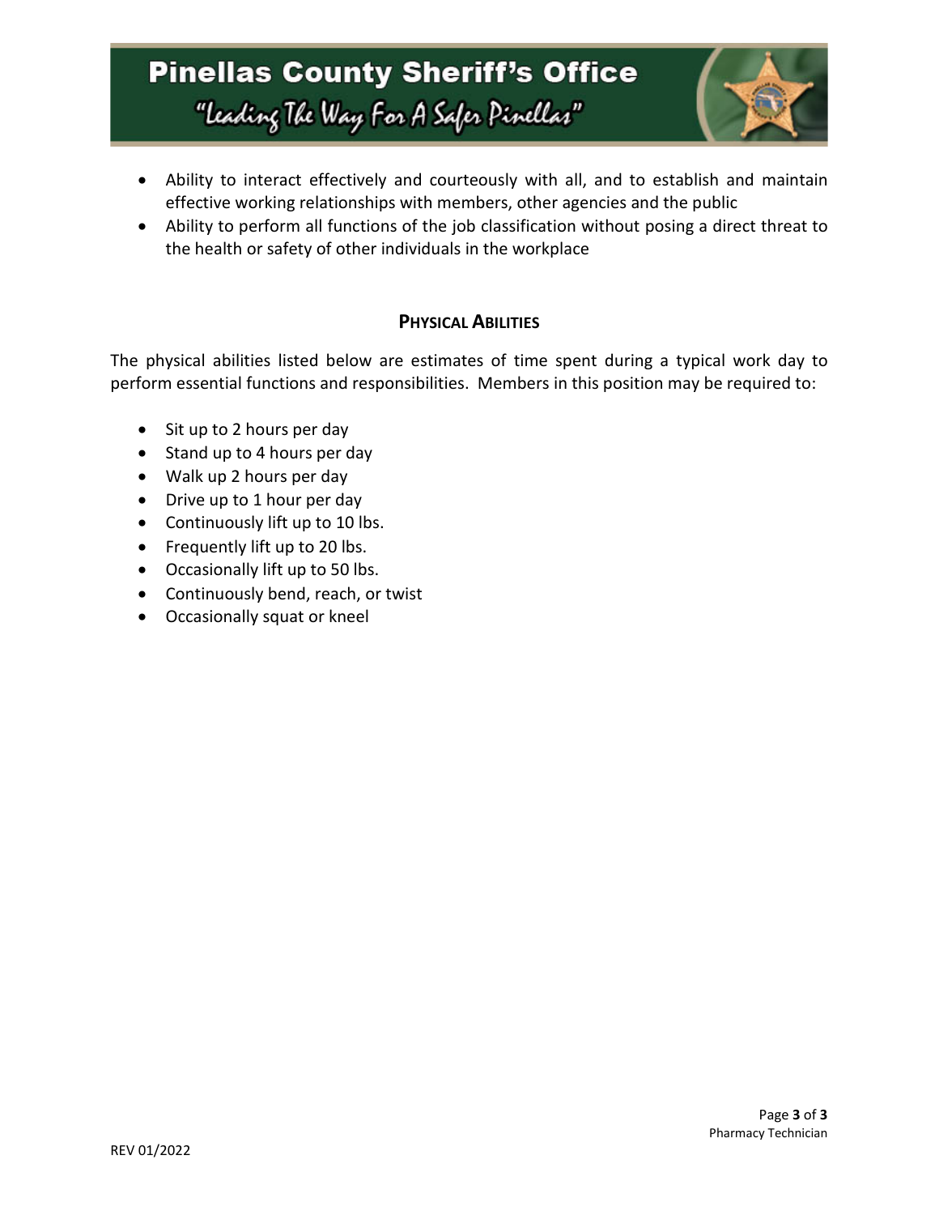- Ability to interact effectively and courteously with all, and to establish and maintain effective working relationships with members, other agencies and the public
- Ability to perform all functions of the job classification without posing a direct threat to the health or safety of other individuals in the workplace

## Physical Abilities

The physical abilities listed below are estimates of time spent during a typical work day to perform essential functions and responsibilities. Members in this position may be required to:

- Sit up to 2 hours per day
- Stand up to 4 hours per day
- Walk up 2 hours per day
- Drive up to 1 hour per day
- Continuously lift up to 10 lbs.
- Frequently lift up to 20 lbs.
- Occasionally lift up to 50 lbs.
- Continuously bend, reach, or twist
- Occasionally squat or kneel

REV 01/2022